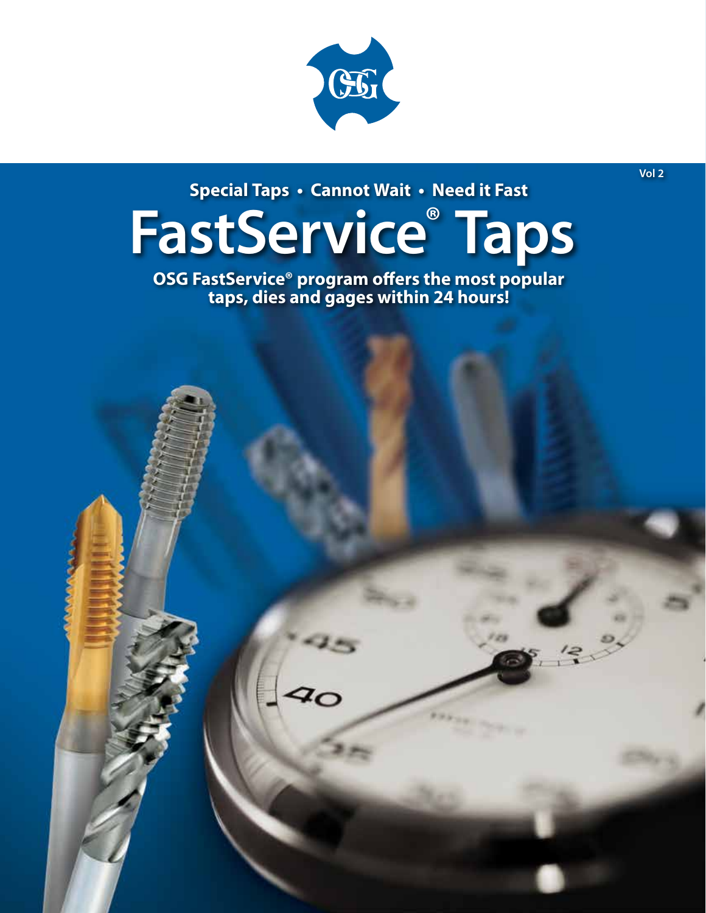Vol 2

**Special Taps • Cannot Wait • Need it Fast**

# FastService® Taps

**OSG FastService® program offers the most popular taps, dies and gages within 24 hours!**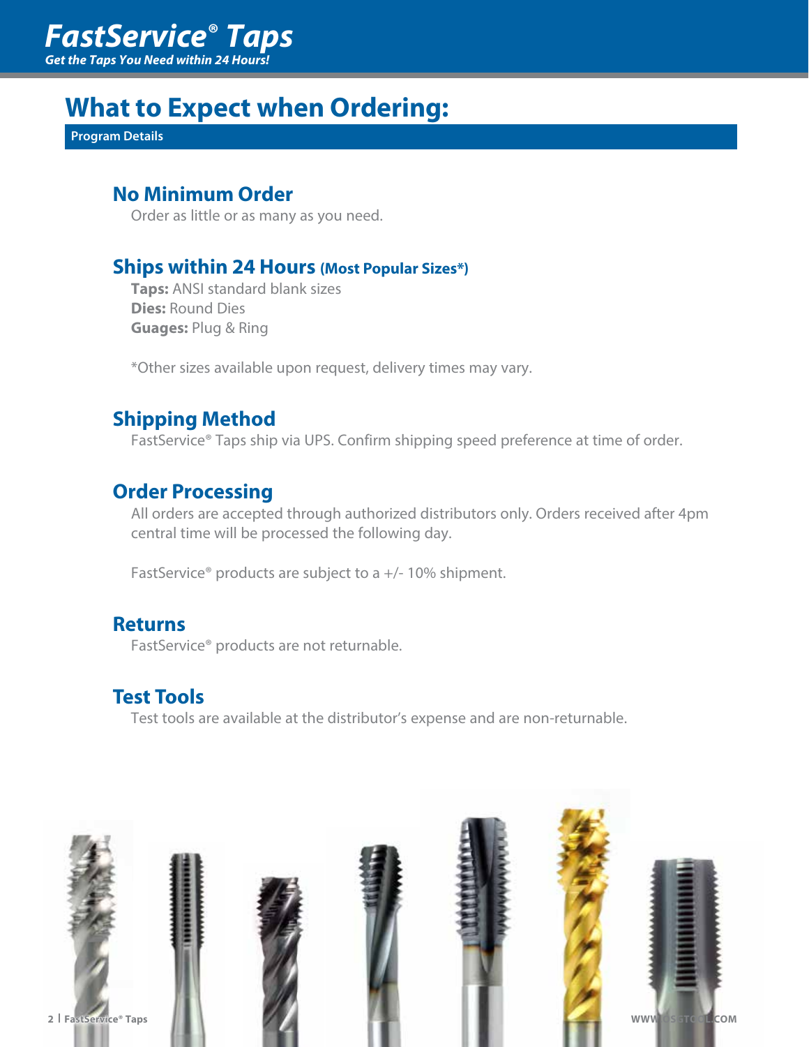# FastService® Taps

*Get the Taps You Need within 24 Hours!*

## What to Expect when Ordering:

**Program Details**

### No Minimum Order

Order as little or as many as you need.

### Ships within 24 Hours (Most Popular Sizes*)

**Taps:** ANSI standard blank sizes
**Dies:** Round Dies
**Guages:** Plug & Ring

*Other sizes available upon request, delivery times may vary.

### Shipping Method

FastService® Taps ship via UPS. Confirm shipping speed preference at time of order.

### Order Processing

All orders are accepted through authorized distributors only. Orders received after 4pm central time will be processed the following day.

FastService® products are subject to a +/- 10% shipment.

### Returns

FastService® products are not returnable.

### Test Tools

Test tools are available at the distributor's expense and are non-returnable.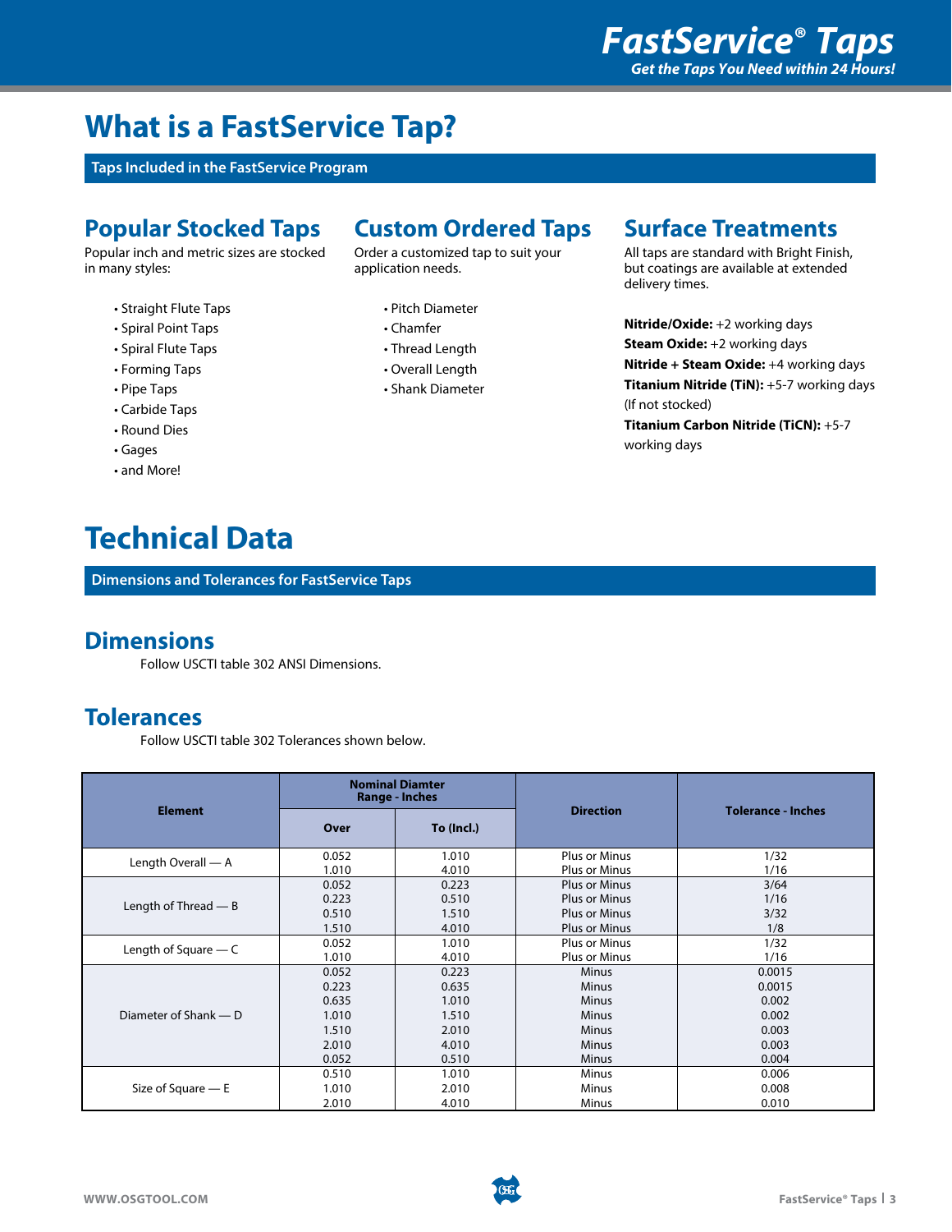# What is a FastService Tap?

## Taps Included in the FastService Program

### Popular Stocked Taps

Popular inch and metric sizes are stocked in many styles:

- Straight Flute Taps
- Spiral Point Taps
- Spiral Flute Taps
- Forming Taps
- Pipe Taps
- Carbide Taps
- Round Dies
- Gages
- and More!

### Custom Ordered Taps

Order a customized tap to suit your application needs.

- Pitch Diameter
- Chamfer
- Thread Length
- Overall Length
- Shank Diameter

### Surface Treatments

All taps are standard with Bright Finish, but coatings are available at extended delivery times.

**Nitride/Oxide:** +2 working days
**Steam Oxide:** +2 working days
**Nitride + Steam Oxide:** +4 working days
**Titanium Nitride (TiN):** +5-7 working days (If not stocked)
**Titanium Carbon Nitride (TiCN):** +5-7 working days

# Technical Data

## Dimensions and Tolerances for FastService Taps

### Dimensions

Follow USCTI table 302 ANSI Dimensions.

### Tolerances

Follow USCTI table 302 Tolerances shown below.

| Element | Nominal Diamter Range - Inches | | Direction | Tolerance - Inches |
|---|---|---|---|---|
| | Over | To (Incl.) | | |
| Length Overall — A | 0.052 | 1.010 | Plus or Minus | 1/32 |
| | 1.010 | 4.010 | Plus or Minus | 1/16 |
| Length of Thread — B | 0.052 | 0.223 | Plus or Minus | 3/64 |
| | 0.223 | 0.510 | Plus or Minus | 1/16 |
| | 0.510 | 1.510 | Plus or Minus | 3/32 |
| | 1.510 | 4.010 | Plus or Minus | 1/8 |
| Length of Square — C | 0.052 | 1.010 | Plus or Minus | 1/32 |
| | 1.010 | 4.010 | Plus or Minus | 1/16 |
| Diameter of Shank — D | 0.052 | 0.223 | Minus | 0.0015 |
| | 0.223 | 0.635 | Minus | 0.0015 |
| | 0.635 | 1.010 | Minus | 0.002 |
| | 1.010 | 1.510 | Minus | 0.002 |
| | 1.510 | 2.010 | Minus | 0.003 |
| | 2.010 | 4.010 | Minus | 0.003 |
| | 0.052 | 0.510 | Minus | 0.004 |
| Size of Square — E | 0.510 | 1.010 | Minus | 0.006 |
| | 1.010 | 2.010 | Minus | 0.008 |
| | 2.010 | 4.010 | Minus | 0.010 |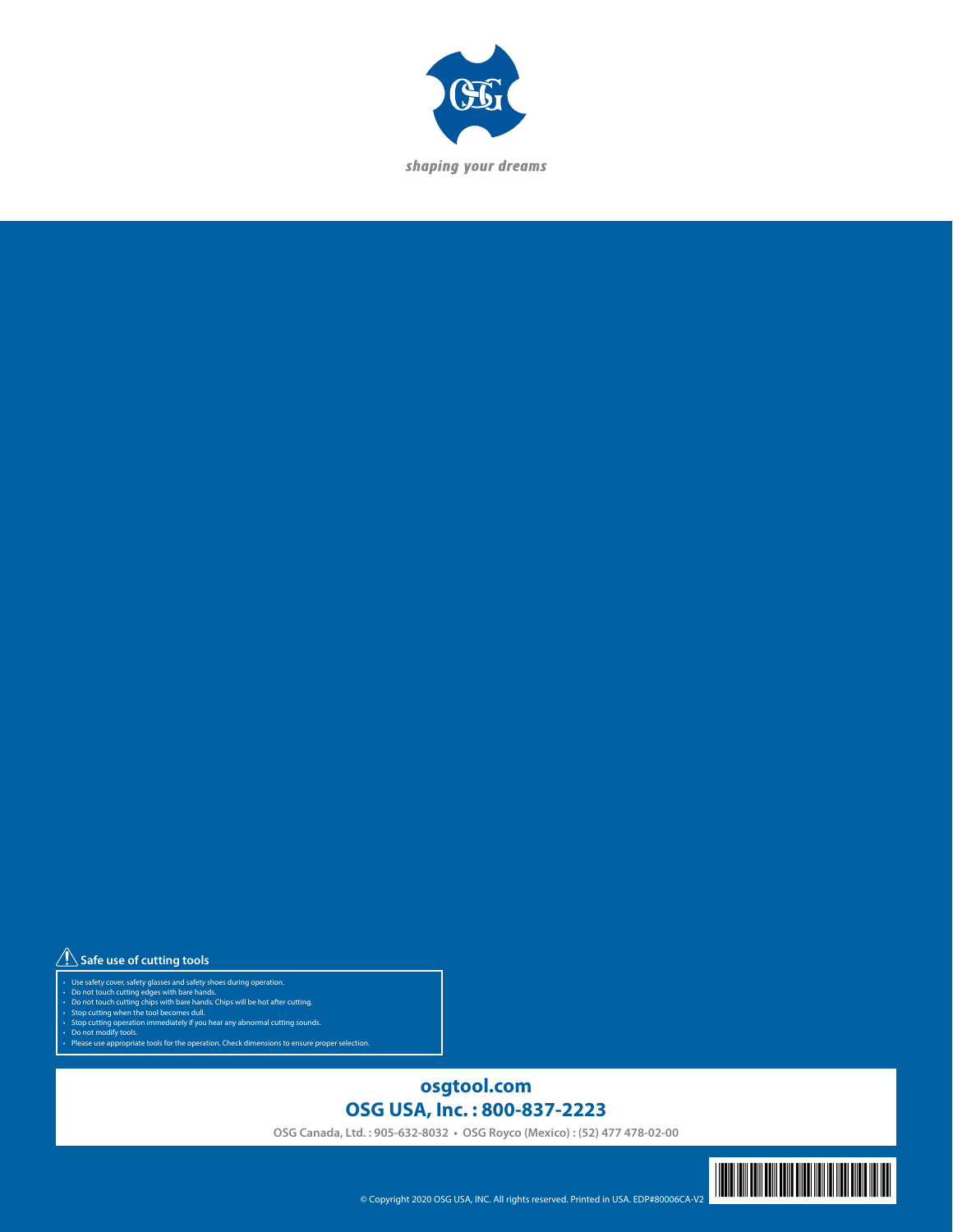*shaping your dreams*

## Safe use of cutting tools

- Use safety cover, safety glasses and safety shoes during operation.
- Do not touch cutting edges with bare hands.
- Do not touch cutting chips with bare hands. Chips will be hot after cutting.
- Stop cutting when the tool becomes dull.
- Stop cutting operation immediately if you hear any abnormal cutting sounds.
- Do not modify tools.
- Please use appropriate tools for the operation. Check dimensions to ensure proper selection.

**osgtool.com**

**OSG USA, Inc. : 800-837-2223**

**OSG Canada, Ltd. : 905-632-8032 • OSG Royco (Mexico) : (52) 477 478-02-00**

© Copyright 2020 OSG USA, INC. All rights reserved. Printed in USA. EDP#80006CA-V2